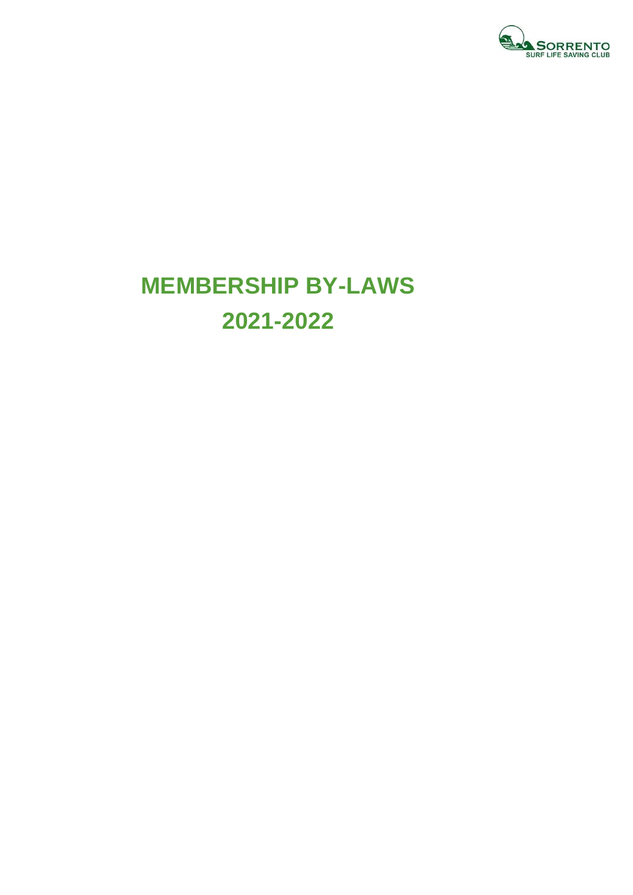SORRENTO SURF LIFE SAVING CLUB

# MEMBERSHIP BY-LAWS

# 2021-2022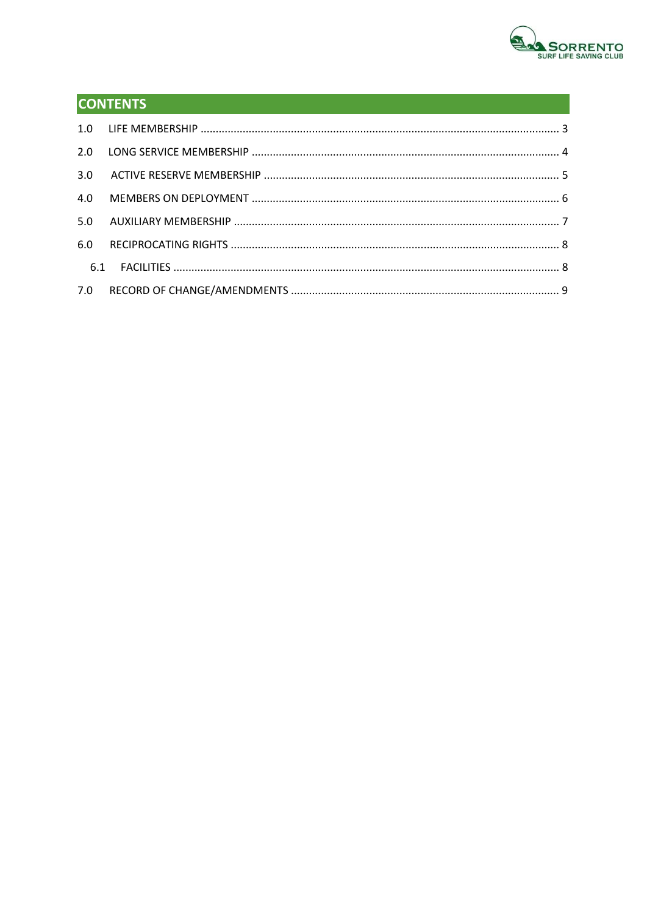## CONTENTS

1.0 LIFE MEMBERSHIP ..................................................................... 3

2.0 LONG SERVICE MEMBERSHIP ..................................................................... 4

3.0 ACTIVE RESERVE MEMBERSHIP ..................................................................... 5

4.0 MEMBERS ON DEPLOYMENT ..................................................................... 6

5.0 AUXILIARY MEMBERSHIP ..................................................................... 7

6.0 RECIPROCATING RIGHTS ..................................................................... 8

6.1 FACILITIES ..................................................................... 8

7.0 RECORD OF CHANGE/AMENDMENTS ..................................................................... 9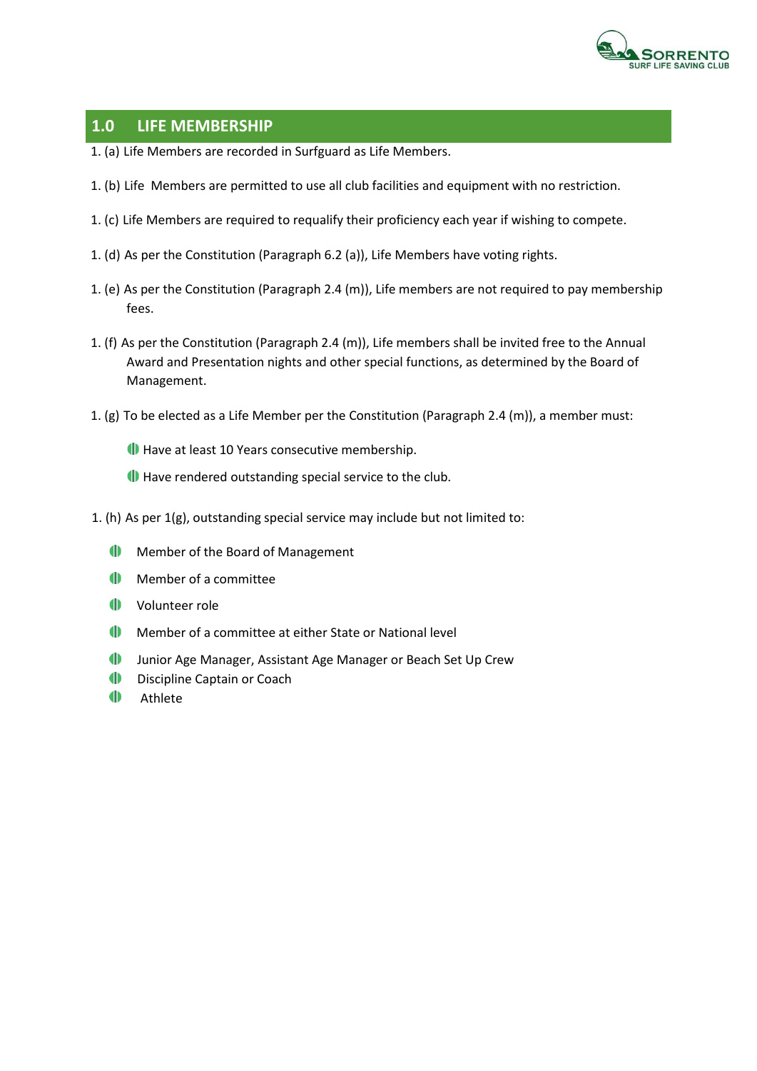## 1.0 LIFE MEMBERSHIP

1. (a) Life Members are recorded in Surfguard as Life Members.

1. (b) Life Members are permitted to use all club facilities and equipment with no restriction.

1. (c) Life Members are required to requalify their proficiency each year if wishing to compete.

1. (d) As per the Constitution (Paragraph 6.2 (a)), Life Members have voting rights.

1. (e) As per the Constitution (Paragraph 2.4 (m)), Life members are not required to pay membership fees.

1. (f) As per the Constitution (Paragraph 2.4 (m)), Life members shall be invited free to the Annual Award and Presentation nights and other special functions, as determined by the Board of Management.

1. (g) To be elected as a Life Member per the Constitution (Paragraph 2.4 (m)), a member must:

- Have at least 10 Years consecutive membership.
- Have rendered outstanding special service to the club.

1. (h) As per 1(g), outstanding special service may include but not limited to:

- Member of the Board of Management
- Member of a committee
- Volunteer role
- Member of a committee at either State or National level
- Junior Age Manager, Assistant Age Manager or Beach Set Up Crew
- Discipline Captain or Coach
- Athlete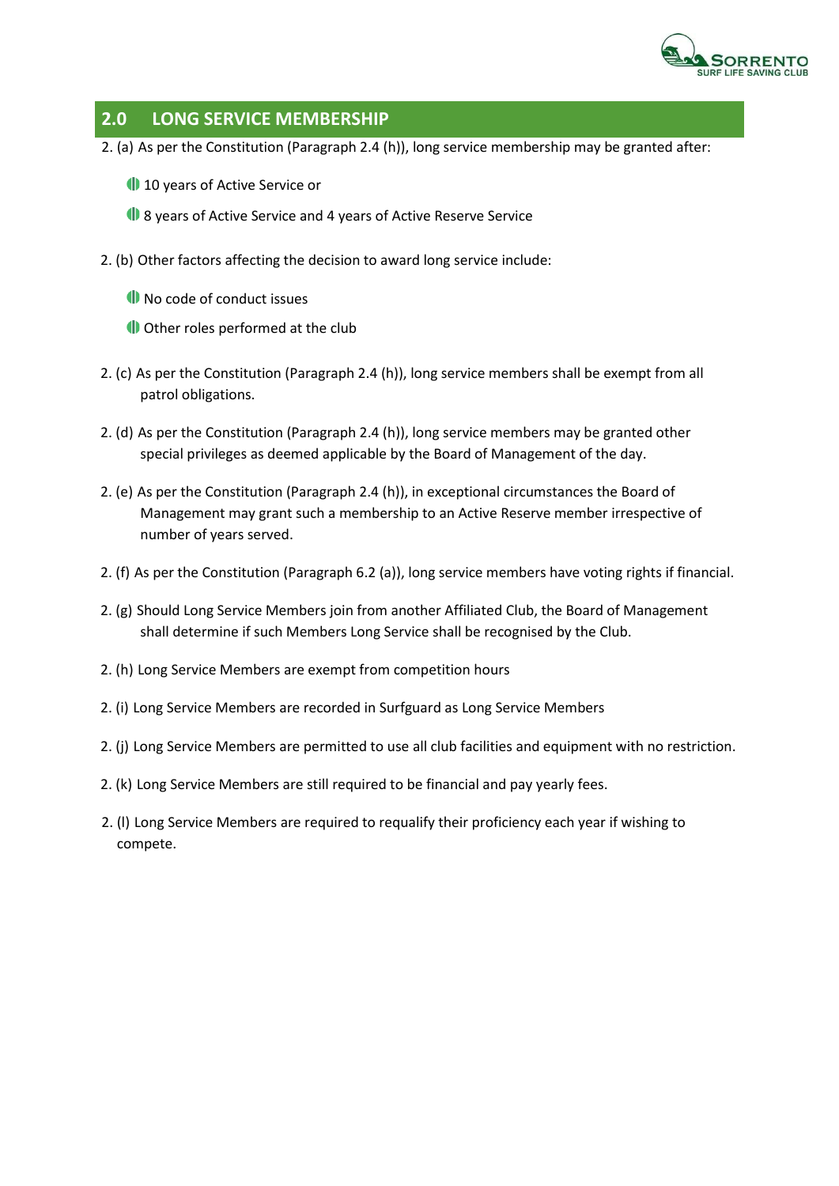## 2.0 LONG SERVICE MEMBERSHIP

2. (a) As per the Constitution (Paragraph 2.4 (h)), long service membership may be granted after:

- 10 years of Active Service or
- 8 years of Active Service and 4 years of Active Reserve Service

2. (b) Other factors affecting the decision to award long service include:

- No code of conduct issues
- Other roles performed at the club

2. (c) As per the Constitution (Paragraph 2.4 (h)), long service members shall be exempt from all patrol obligations.

2. (d) As per the Constitution (Paragraph 2.4 (h)), long service members may be granted other special privileges as deemed applicable by the Board of Management of the day.

2. (e) As per the Constitution (Paragraph 2.4 (h)), in exceptional circumstances the Board of Management may grant such a membership to an Active Reserve member irrespective of number of years served.

2. (f) As per the Constitution (Paragraph 6.2 (a)), long service members have voting rights if financial.

2. (g) Should Long Service Members join from another Affiliated Club, the Board of Management shall determine if such Members Long Service shall be recognised by the Club.

2. (h) Long Service Members are exempt from competition hours

2. (i) Long Service Members are recorded in Surfguard as Long Service Members

2. (j) Long Service Members are permitted to use all club facilities and equipment with no restriction.

2. (k) Long Service Members are still required to be financial and pay yearly fees.

2. (l) Long Service Members are required to requalify their proficiency each year if wishing to compete.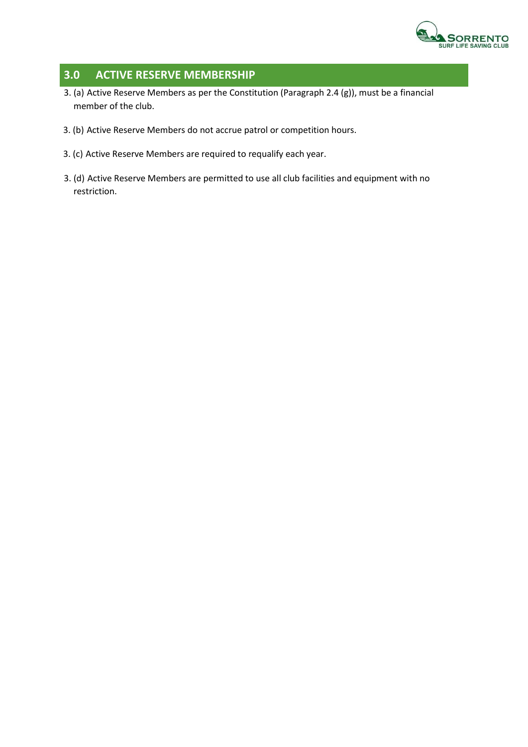## 3.0 ACTIVE RESERVE MEMBERSHIP

3. (a) Active Reserve Members as per the Constitution (Paragraph 2.4 (g)), must be a financial member of the club.

3. (b) Active Reserve Members do not accrue patrol or competition hours.

3. (c) Active Reserve Members are required to requalify each year.

3. (d) Active Reserve Members are permitted to use all club facilities and equipment with no restriction.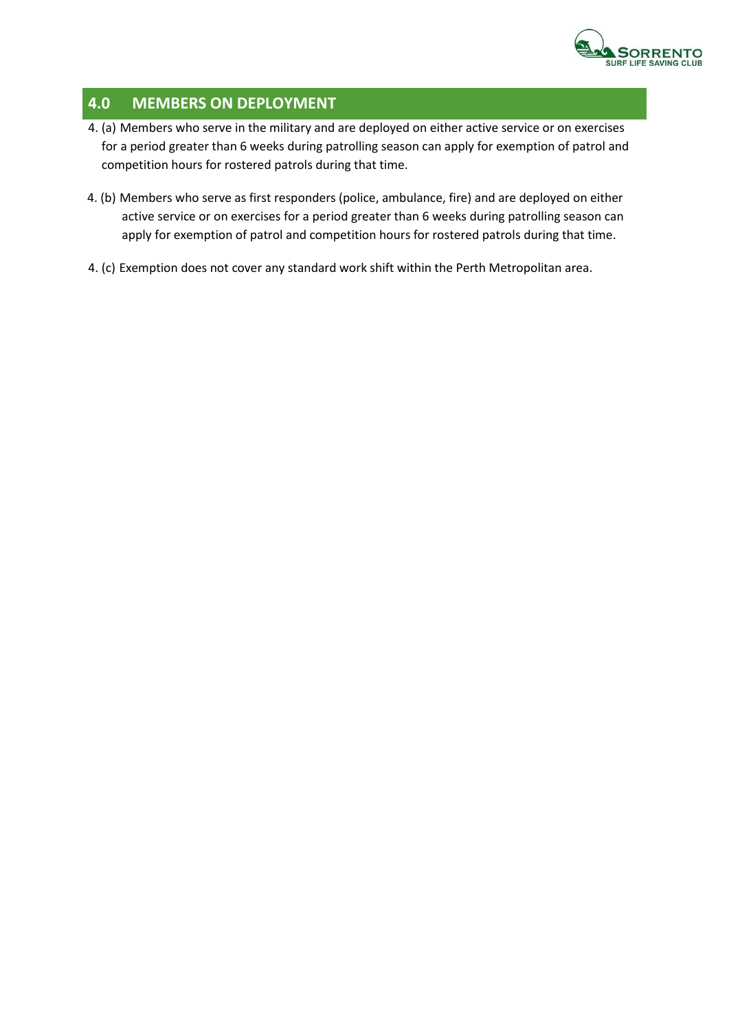## 4.0 MEMBERS ON DEPLOYMENT

4. (a) Members who serve in the military and are deployed on either active service or on exercises for a period greater than 6 weeks during patrolling season can apply for exemption of patrol and competition hours for rostered patrols during that time.

4. (b) Members who serve as first responders (police, ambulance, fire) and are deployed on either active service or on exercises for a period greater than 6 weeks during patrolling season can apply for exemption of patrol and competition hours for rostered patrols during that time.

4. (c) Exemption does not cover any standard work shift within the Perth Metropolitan area.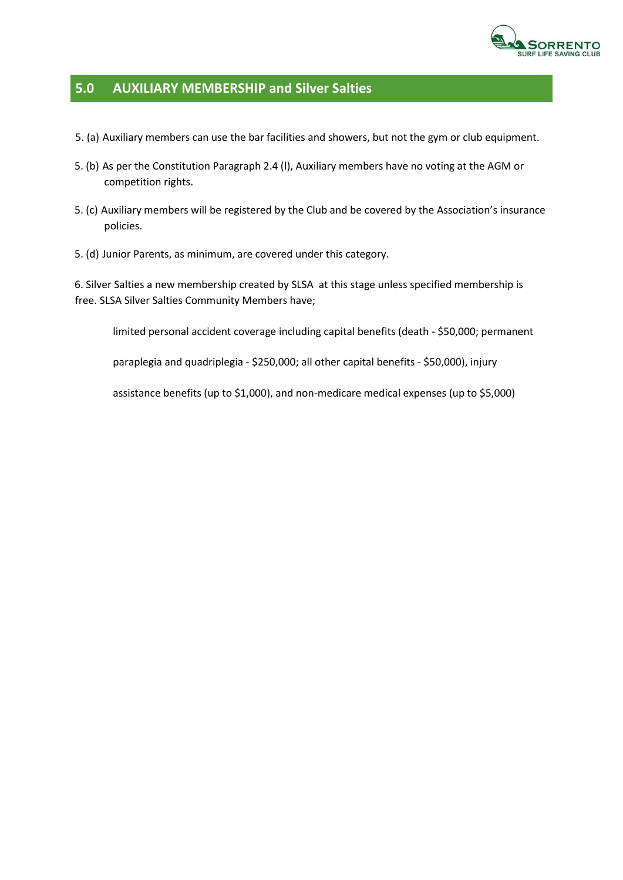## 5.0 AUXILIARY MEMBERSHIP and Silver Salties

5. (a) Auxiliary members can use the bar facilities and showers, but not the gym or club equipment.

5. (b) As per the Constitution Paragraph 2.4 (l), Auxiliary members have no voting at the AGM or competition rights.

5. (c) Auxiliary members will be registered by the Club and be covered by the Association's insurance policies.

5. (d) Junior Parents, as minimum, are covered under this category.

6. Silver Salties a new membership created by SLSA at this stage unless specified membership is free. SLSA Silver Salties Community Members have;

> limited personal accident coverage including capital benefits (death - $50,000; permanent paraplegia and quadriplegia - $250,000; all other capital benefits - $50,000), injury assistance benefits (up to $1,000), and non-medicare medical expenses (up to $5,000)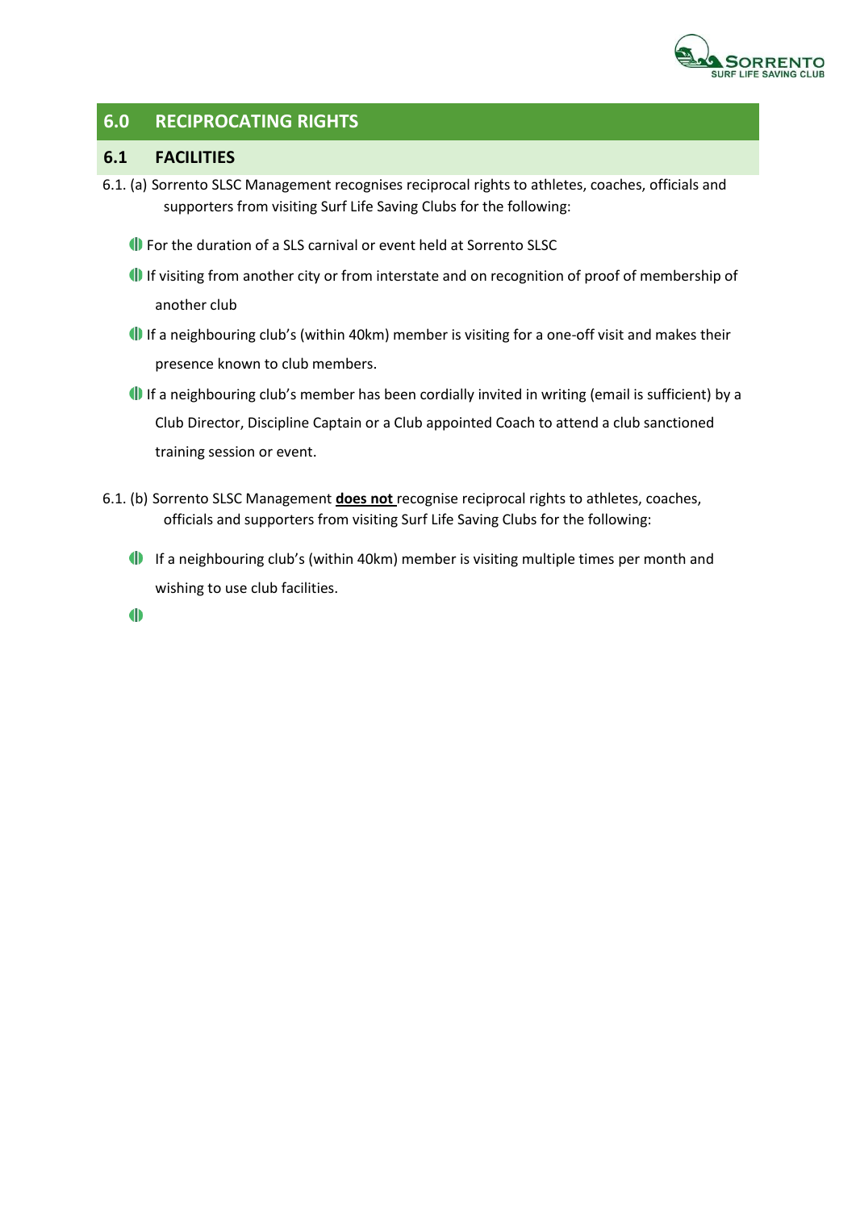## 6.0 RECIPROCATING RIGHTS

### 6.1 FACILITIES

6.1. (a) Sorrento SLSC Management recognises reciprocal rights to athletes, coaches, officials and supporters from visiting Surf Life Saving Clubs for the following:

- For the duration of a SLS carnival or event held at Sorrento SLSC
- If visiting from another city or from interstate and on recognition of proof of membership of another club
- If a neighbouring club's (within 40km) member is visiting for a one-off visit and makes their presence known to club members.
- If a neighbouring club's member has been cordially invited in writing (email is sufficient) by a Club Director, Discipline Captain or a Club appointed Coach to attend a club sanctioned training session or event.

6.1. (b) Sorrento SLSC Management **does not** recognise reciprocal rights to athletes, coaches, officials and supporters from visiting Surf Life Saving Clubs for the following:

- If a neighbouring club's (within 40km) member is visiting multiple times per month and wishing to use club facilities.
-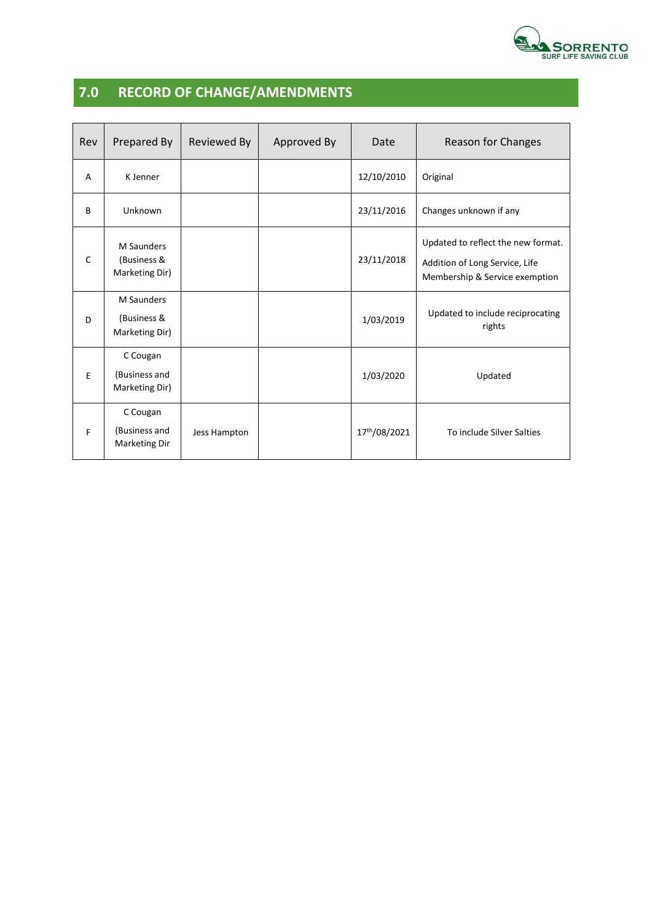## 7.0 RECORD OF CHANGE/AMENDMENTS

| Rev | Prepared By | Reviewed By | Approved By | Date | Reason for Changes |
|---|---|---|---|---|---|
| A | K Jenner | | | 12/10/2010 | Original |
| B | Unknown | | | 23/11/2016 | Changes unknown if any |
| C | M Saunders (Business & Marketing Dir) | | | 23/11/2018 | Updated to reflect the new format. Addition of Long Service, Life Membership & Service exemption |
| D | M Saunders (Business & Marketing Dir) | | | 1/03/2019 | Updated to include reciprocating rights |
| E | C Cougan (Business and Marketing Dir) | | | 1/03/2020 | Updated |
| F | C Cougan (Business and Marketing Dir | Jess Hampton | | 17th/08/2021 | To include Silver Salties |